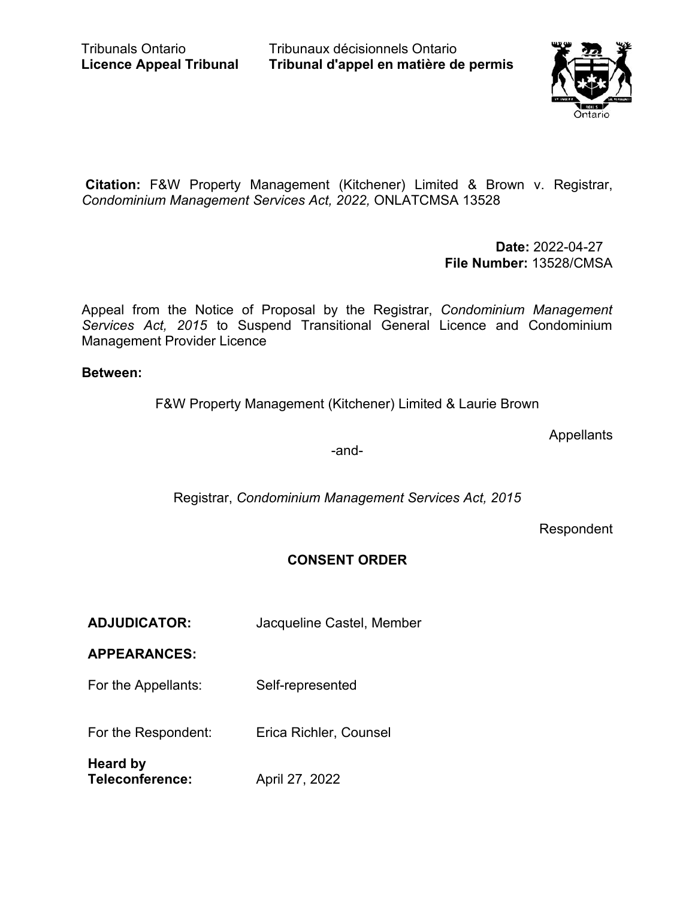Tribunals Ontario
**Licence Appeal Tribunal**

Tribunaux décisionnels Ontario
**Tribunal d'appel en matière de permis**

**Citation:** F&W Property Management (Kitchener) Limited & Brown v. Registrar, *Condominium Management Services Act, 2022,* ONLATCMSA 13528

**Date:** 2022-04-27
**File Number:** 13528/CMSA

Appeal from the Notice of Proposal by the Registrar, *Condominium Management Services Act, 2015* to Suspend Transitional General Licence and Condominium Management Provider Licence

**Between:**

F&W Property Management (Kitchener) Limited & Laurie Brown

Appellants

-and-

Registrar, *Condominium Management Services Act, 2015*

Respondent

## CONSENT ORDER

| | |
|---|---|
| **ADJUDICATOR:** | Jacqueline Castel, Member |
| **APPEARANCES:** | |
| For the Appellants: | Self-represented |
| For the Respondent: | Erica Richler, Counsel |
| **Heard by Teleconference:** | April 27, 2022 |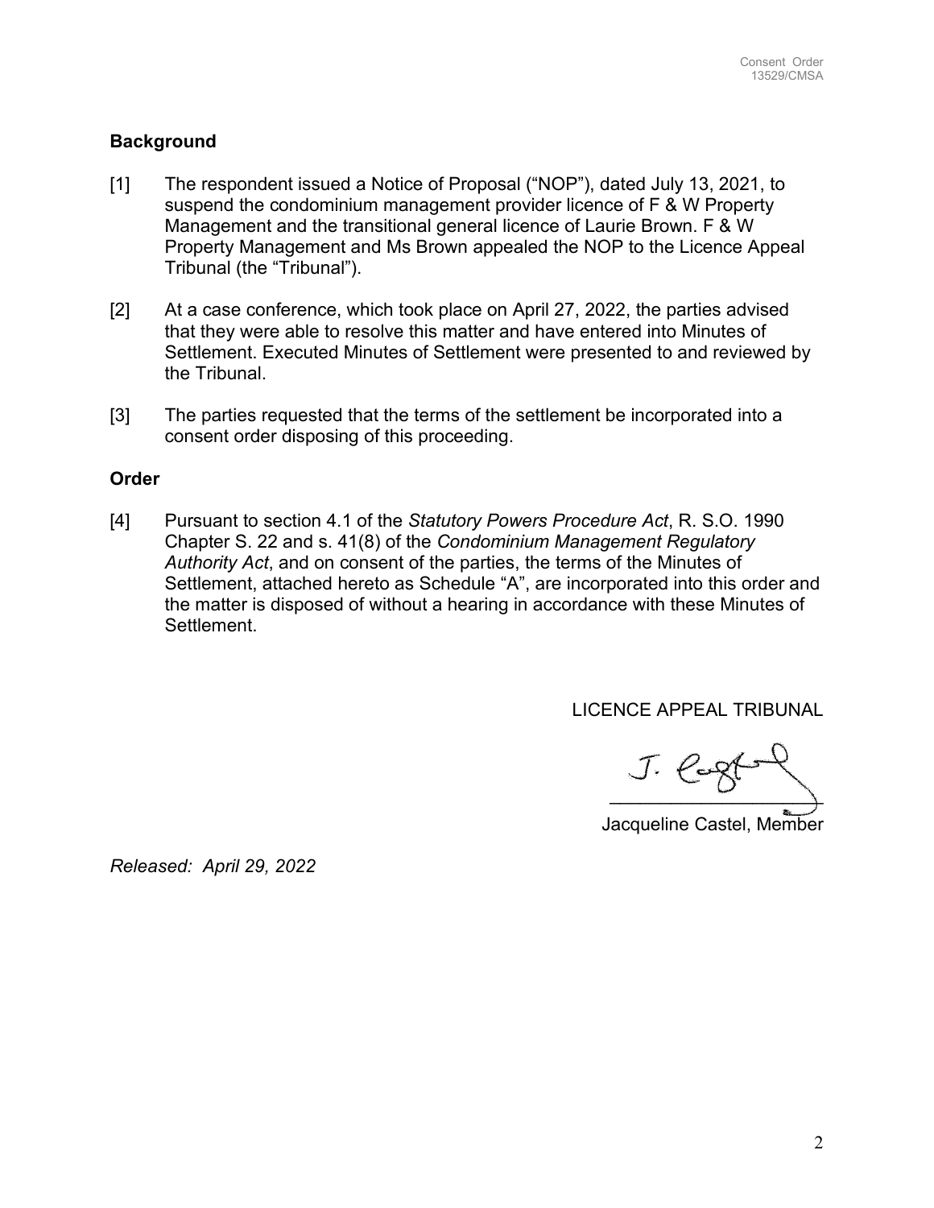## Background

[1] The respondent issued a Notice of Proposal ("NOP"), dated July 13, 2021, to suspend the condominium management provider licence of F & W Property Management and the transitional general licence of Laurie Brown. F & W Property Management and Ms Brown appealed the NOP to the Licence Appeal Tribunal (the "Tribunal").

[2] At a case conference, which took place on April 27, 2022, the parties advised that they were able to resolve this matter and have entered into Minutes of Settlement. Executed Minutes of Settlement were presented to and reviewed by the Tribunal.

[3] The parties requested that the terms of the settlement be incorporated into a consent order disposing of this proceeding.

## Order

[4] Pursuant to section 4.1 of the *Statutory Powers Procedure Act*, R. S.O. 1990 Chapter S. 22 and s. 41(8) of the *Condominium Management Regulatory Authority Act*, and on consent of the parties, the terms of the Minutes of Settlement, attached hereto as Schedule "A", are incorporated into this order and the matter is disposed of without a hearing in accordance with these Minutes of Settlement.

LICENCE APPEAL TRIBUNAL

Jacqueline Castel, Member

*Released: April 29, 2022*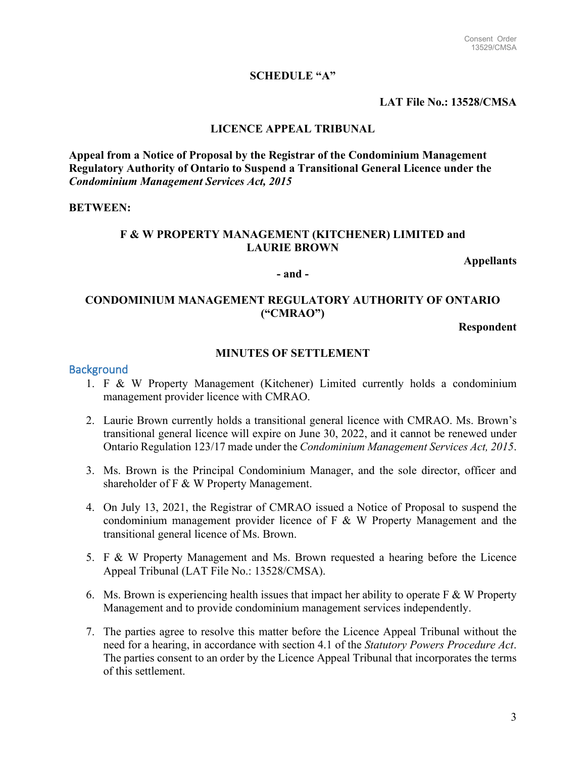**SCHEDULE "A"**

**LAT File No.: 13528/CMSA**

**LICENCE APPEAL TRIBUNAL**

**Appeal from a Notice of Proposal by the Registrar of the Condominium Management Regulatory Authority of Ontario to Suspend a Transitional General Licence under the *Condominium Management Services Act, 2015***

**BETWEEN:**

**F & W PROPERTY MANAGEMENT (KITCHENER) LIMITED and LAURIE BROWN**

**Appellants**

**- and -**

**CONDOMINIUM MANAGEMENT REGULATORY AUTHORITY OF ONTARIO ("CMRAO")**

**Respondent**

**MINUTES OF SETTLEMENT**

## Background

1. F & W Property Management (Kitchener) Limited currently holds a condominium management provider licence with CMRAO.

2. Laurie Brown currently holds a transitional general licence with CMRAO. Ms. Brown's transitional general licence will expire on June 30, 2022, and it cannot be renewed under Ontario Regulation 123/17 made under the *Condominium Management Services Act, 2015*.

3. Ms. Brown is the Principal Condominium Manager, and the sole director, officer and shareholder of F & W Property Management.

4. On July 13, 2021, the Registrar of CMRAO issued a Notice of Proposal to suspend the condominium management provider licence of F & W Property Management and the transitional general licence of Ms. Brown.

5. F & W Property Management and Ms. Brown requested a hearing before the Licence Appeal Tribunal (LAT File No.: 13528/CMSA).

6. Ms. Brown is experiencing health issues that impact her ability to operate F & W Property Management and to provide condominium management services independently.

7. The parties agree to resolve this matter before the Licence Appeal Tribunal without the need for a hearing, in accordance with section 4.1 of the *Statutory Powers Procedure Act*. The parties consent to an order by the Licence Appeal Tribunal that incorporates the terms of this settlement.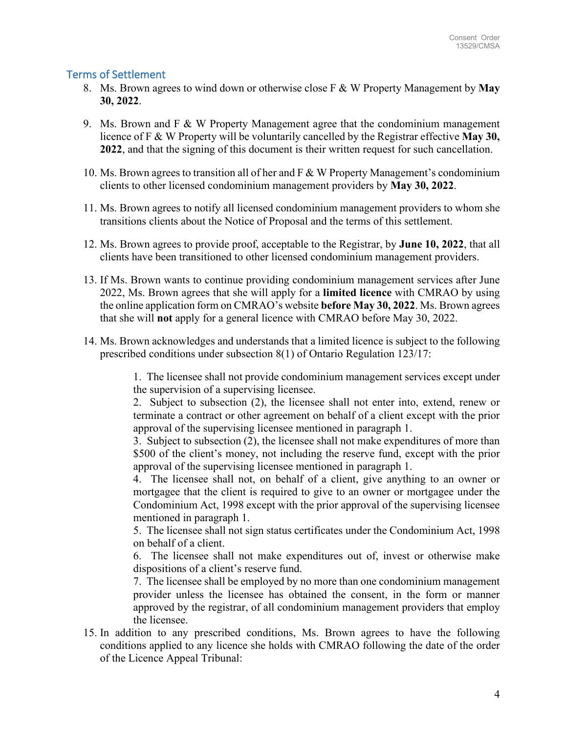## Terms of Settlement

8. Ms. Brown agrees to wind down or otherwise close F & W Property Management by **May 30, 2022**.

9. Ms. Brown and F & W Property Management agree that the condominium management licence of F & W Property will be voluntarily cancelled by the Registrar effective **May 30, 2022**, and that the signing of this document is their written request for such cancellation.

10. Ms. Brown agrees to transition all of her and F & W Property Management's condominium clients to other licensed condominium management providers by **May 30, 2022**.

11. Ms. Brown agrees to notify all licensed condominium management providers to whom she transitions clients about the Notice of Proposal and the terms of this settlement.

12. Ms. Brown agrees to provide proof, acceptable to the Registrar, by **June 10, 2022**, that all clients have been transitioned to other licensed condominium management providers.

13. If Ms. Brown wants to continue providing condominium management services after June 2022, Ms. Brown agrees that she will apply for a **limited licence** with CMRAO by using the online application form on CMRAO's website **before May 30, 2022**. Ms. Brown agrees that she will **not** apply for a general licence with CMRAO before May 30, 2022.

14. Ms. Brown acknowledges and understands that a limited licence is subject to the following prescribed conditions under subsection 8(1) of Ontario Regulation 123/17:

    1. The licensee shall not provide condominium management services except under the supervision of a supervising licensee.
    2. Subject to subsection (2), the licensee shall not enter into, extend, renew or terminate a contract or other agreement on behalf of a client except with the prior approval of the supervising licensee mentioned in paragraph 1.
    3. Subject to subsection (2), the licensee shall not make expenditures of more than $500 of the client's money, not including the reserve fund, except with the prior approval of the supervising licensee mentioned in paragraph 1.
    4. The licensee shall not, on behalf of a client, give anything to an owner or mortgagee that the client is required to give to an owner or mortgagee under the Condominium Act, 1998 except with the prior approval of the supervising licensee mentioned in paragraph 1.
    5. The licensee shall not sign status certificates under the Condominium Act, 1998 on behalf of a client.
    6. The licensee shall not make expenditures out of, invest or otherwise make dispositions of a client's reserve fund.
    7. The licensee shall be employed by no more than one condominium management provider unless the licensee has obtained the consent, in the form or manner approved by the registrar, of all condominium management providers that employ the licensee.

15. In addition to any prescribed conditions, Ms. Brown agrees to have the following conditions applied to any licence she holds with CMRAO following the date of the order of the Licence Appeal Tribunal: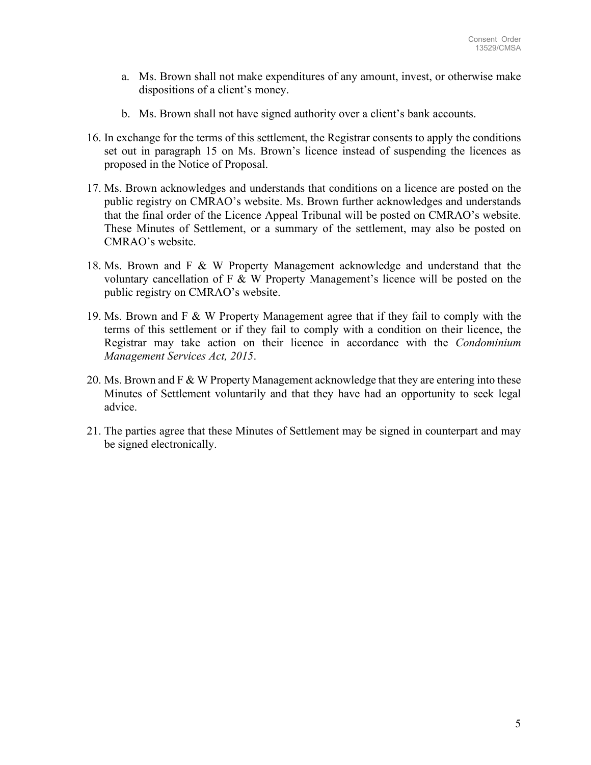a. Ms. Brown shall not make expenditures of any amount, invest, or otherwise make dispositions of a client's money.

b. Ms. Brown shall not have signed authority over a client's bank accounts.

16. In exchange for the terms of this settlement, the Registrar consents to apply the conditions set out in paragraph 15 on Ms. Brown's licence instead of suspending the licences as proposed in the Notice of Proposal.

17. Ms. Brown acknowledges and understands that conditions on a licence are posted on the public registry on CMRAO's website. Ms. Brown further acknowledges and understands that the final order of the Licence Appeal Tribunal will be posted on CMRAO's website. These Minutes of Settlement, or a summary of the settlement, may also be posted on CMRAO's website.

18. Ms. Brown and F & W Property Management acknowledge and understand that the voluntary cancellation of F & W Property Management's licence will be posted on the public registry on CMRAO's website.

19. Ms. Brown and F & W Property Management agree that if they fail to comply with the terms of this settlement or if they fail to comply with a condition on their licence, the Registrar may take action on their licence in accordance with the *Condominium Management Services Act, 2015*.

20. Ms. Brown and F & W Property Management acknowledge that they are entering into these Minutes of Settlement voluntarily and that they have had an opportunity to seek legal advice.

21. The parties agree that these Minutes of Settlement may be signed in counterpart and may be signed electronically.